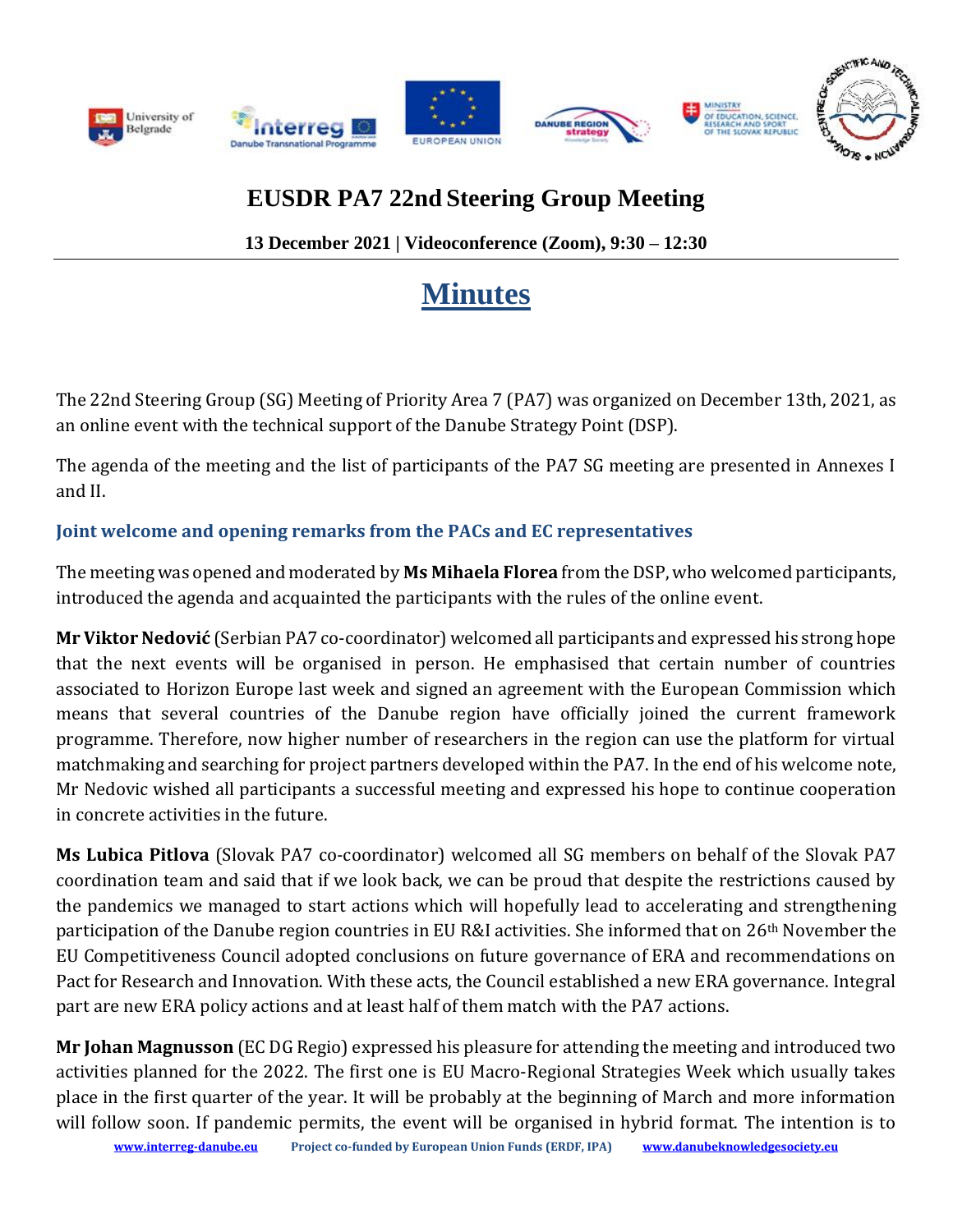# EUSDR PA7 22nd Steering Group Meeting

**13 December 2021 | Videoconference (Zoom), 9:30 – 12:30**

## Minutes

The 22nd Steering Group (SG) Meeting of Priority Area 7 (PA7) was organized on December 13th, 2021, as an online event with the technical support of the Danube Strategy Point (DSP).

The agenda of the meeting and the list of participants of the PA7 SG meeting are presented in Annexes I and II.

### Joint welcome and opening remarks from the PACs and EC representatives

The meeting was opened and moderated by **Ms Mihaela Florea** from the DSP, who welcomed participants, introduced the agenda and acquainted the participants with the rules of the online event.

**Mr Viktor Nedović** (Serbian PA7 co-coordinator) welcomed all participants and expressed his strong hope that the next events will be organised in person. He emphasised that certain number of countries associated to Horizon Europe last week and signed an agreement with the European Commission which means that several countries of the Danube region have officially joined the current framework programme. Therefore, now higher number of researchers in the region can use the platform for virtual matchmaking and searching for project partners developed within the PA7. In the end of his welcome note, Mr Nedovic wished all participants a successful meeting and expressed his hope to continue cooperation in concrete activities in the future.

**Ms Lubica Pitlova** (Slovak PA7 co-coordinator) welcomed all SG members on behalf of the Slovak PA7 coordination team and said that if we look back, we can be proud that despite the restrictions caused by the pandemics we managed to start actions which will hopefully lead to accelerating and strengthening participation of the Danube region countries in EU R&I activities. She informed that on 26th November the EU Competitiveness Council adopted conclusions on future governance of ERA and recommendations on Pact for Research and Innovation. With these acts, the Council established a new ERA governance. Integral part are new ERA policy actions and at least half of them match with the PA7 actions.

**Mr Johan Magnusson** (EC DG Regio) expressed his pleasure for attending the meeting and introduced two activities planned for the 2022. The first one is EU Macro-Regional Strategies Week which usually takes place in the first quarter of the year. It will be probably at the beginning of March and more information will follow soon. If pandemic permits, the event will be organised in hybrid format. The intention is to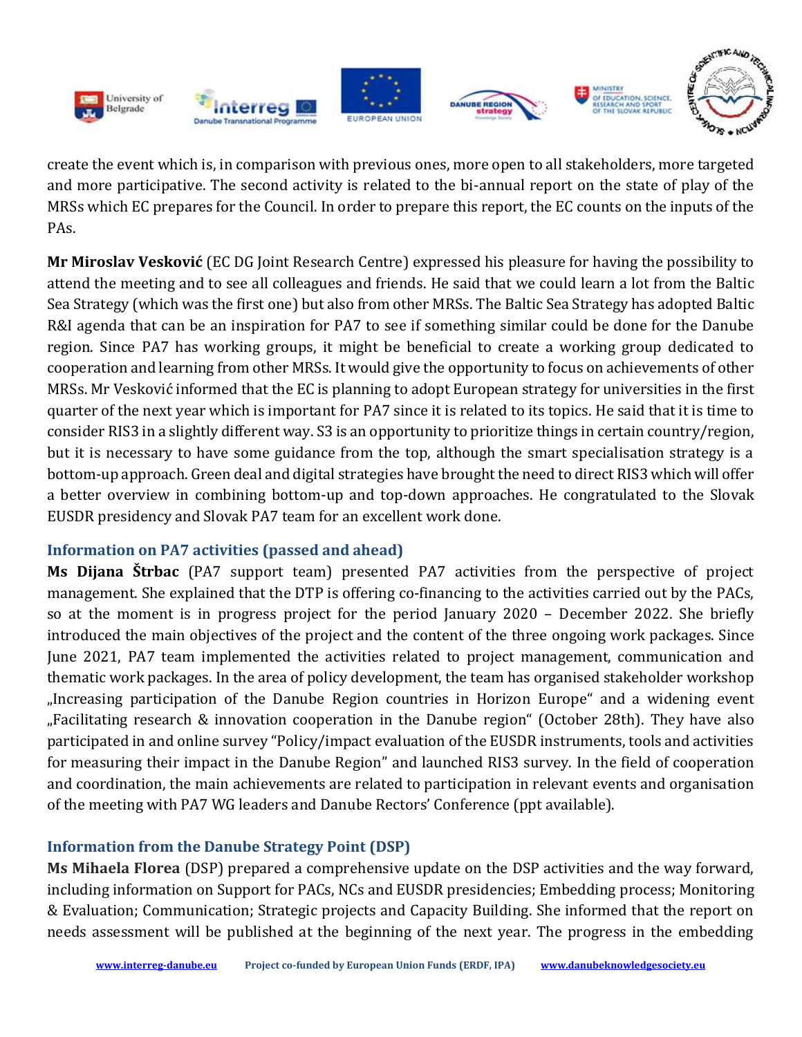create the event which is, in comparison with previous ones, more open to all stakeholders, more targeted and more participative. The second activity is related to the bi-annual report on the state of play of the MRSs which EC prepares for the Council. In order to prepare this report, the EC counts on the inputs of the PAs.

**Mr Miroslav Vesković** (EC DG Joint Research Centre) expressed his pleasure for having the possibility to attend the meeting and to see all colleagues and friends. He said that we could learn a lot from the Baltic Sea Strategy (which was the first one) but also from other MRSs. The Baltic Sea Strategy has adopted Baltic R&I agenda that can be an inspiration for PA7 to see if something similar could be done for the Danube region. Since PA7 has working groups, it might be beneficial to create a working group dedicated to cooperation and learning from other MRSs. It would give the opportunity to focus on achievements of other MRSs. Mr Vesković informed that the EC is planning to adopt European strategy for universities in the first quarter of the next year which is important for PA7 since it is related to its topics. He said that it is time to consider RIS3 in a slightly different way. S3 is an opportunity to prioritize things in certain country/region, but it is necessary to have some guidance from the top, although the smart specialisation strategy is a bottom-up approach. Green deal and digital strategies have brought the need to direct RIS3 which will offer a better overview in combining bottom-up and top-down approaches. He congratulated to the Slovak EUSDR presidency and Slovak PA7 team for an excellent work done.

### Information on PA7 activities (passed and ahead)

**Ms Dijana Štrbac** (PA7 support team) presented PA7 activities from the perspective of project management. She explained that the DTP is offering co-financing to the activities carried out by the PACs, so at the moment is in progress project for the period January 2020 – December 2022. She briefly introduced the main objectives of the project and the content of the three ongoing work packages. Since June 2021, PA7 team implemented the activities related to project management, communication and thematic work packages. In the area of policy development, the team has organised stakeholder workshop „Increasing participation of the Danube Region countries in Horizon Europe“ and a widening event „Facilitating research & innovation cooperation in the Danube region“ (October 28th). They have also participated in and online survey "Policy/impact evaluation of the EUSDR instruments, tools and activities for measuring their impact in the Danube Region" and launched RIS3 survey. In the field of cooperation and coordination, the main achievements are related to participation in relevant events and organisation of the meeting with PA7 WG leaders and Danube Rectors' Conference (ppt available).

### Information from the Danube Strategy Point (DSP)

**Ms Mihaela Florea** (DSP) prepared a comprehensive update on the DSP activities and the way forward, including information on Support for PACs, NCs and EUSDR presidencies; Embedding process; Monitoring & Evaluation; Communication; Strategic projects and Capacity Building. She informed that the report on needs assessment will be published at the beginning of the next year. The progress in the embedding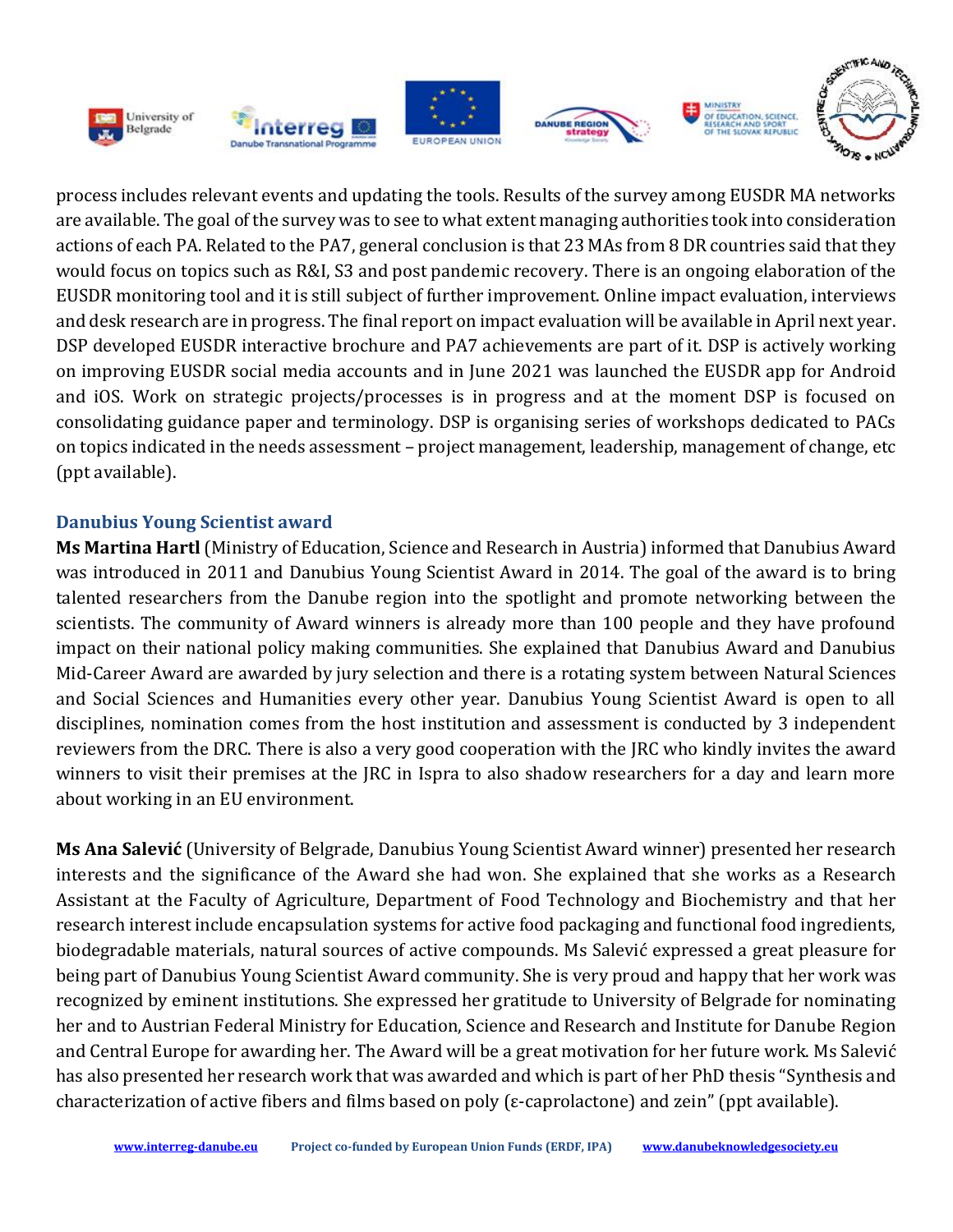process includes relevant events and updating the tools. Results of the survey among EUSDR MA networks are available. The goal of the survey was to see to what extent managing authorities took into consideration actions of each PA. Related to the PA7, general conclusion is that 23 MAs from 8 DR countries said that they would focus on topics such as R&I, S3 and post pandemic recovery. There is an ongoing elaboration of the EUSDR monitoring tool and it is still subject of further improvement. Online impact evaluation, interviews and desk research are in progress. The final report on impact evaluation will be available in April next year. DSP developed EUSDR interactive brochure and PA7 achievements are part of it. DSP is actively working on improving EUSDR social media accounts and in June 2021 was launched the EUSDR app for Android and iOS. Work on strategic projects/processes is in progress and at the moment DSP is focused on consolidating guidance paper and terminology. DSP is organising series of workshops dedicated to PACs on topics indicated in the needs assessment – project management, leadership, management of change, etc (ppt available).

### Danubius Young Scientist award

**Ms Martina Hartl** (Ministry of Education, Science and Research in Austria) informed that Danubius Award was introduced in 2011 and Danubius Young Scientist Award in 2014. The goal of the award is to bring talented researchers from the Danube region into the spotlight and promote networking between the scientists. The community of Award winners is already more than 100 people and they have profound impact on their national policy making communities. She explained that Danubius Award and Danubius Mid-Career Award are awarded by jury selection and there is a rotating system between Natural Sciences and Social Sciences and Humanities every other year. Danubius Young Scientist Award is open to all disciplines, nomination comes from the host institution and assessment is conducted by 3 independent reviewers from the DRC. There is also a very good cooperation with the JRC who kindly invites the award winners to visit their premises at the JRC in Ispra to also shadow researchers for a day and learn more about working in an EU environment.

**Ms Ana Salević** (University of Belgrade, Danubius Young Scientist Award winner) presented her research interests and the significance of the Award she had won. She explained that she works as a Research Assistant at the Faculty of Agriculture, Department of Food Technology and Biochemistry and that her research interest include encapsulation systems for active food packaging and functional food ingredients, biodegradable materials, natural sources of active compounds. Ms Salević expressed a great pleasure for being part of Danubius Young Scientist Award community. She is very proud and happy that her work was recognized by eminent institutions. She expressed her gratitude to University of Belgrade for nominating her and to Austrian Federal Ministry for Education, Science and Research and Institute for Danube Region and Central Europe for awarding her. The Award will be a great motivation for her future work. Ms Salević has also presented her research work that was awarded and which is part of her PhD thesis "Synthesis and characterization of active fibers and films based on poly (ε-caprolactone) and zein" (ppt available).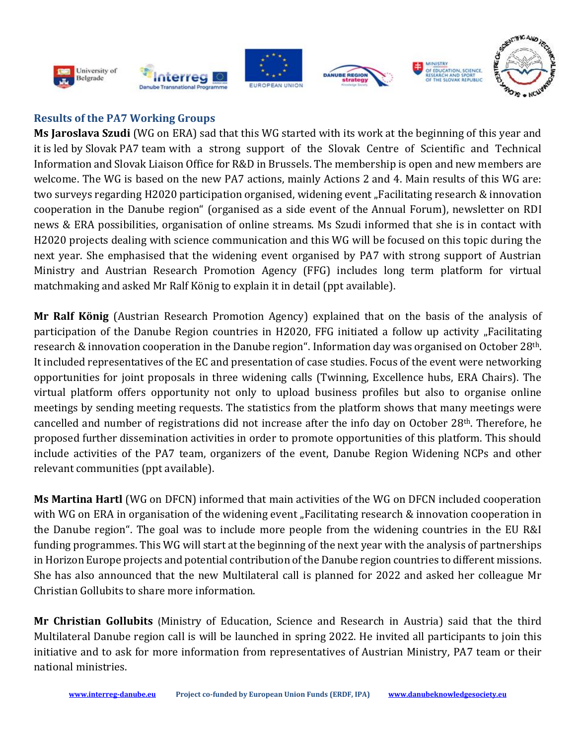## Results of the PA7 Working Groups

**Ms Jaroslava Szudi** (WG on ERA) sad that this WG started with its work at the beginning of this year and it is led by Slovak PA7 team with a strong support of the Slovak Centre of Scientific and Technical Information and Slovak Liaison Office for R&D in Brussels. The membership is open and new members are welcome. The WG is based on the new PA7 actions, mainly Actions 2 and 4. Main results of this WG are: two surveys regarding H2020 participation organised, widening event „Facilitating research & innovation cooperation in the Danube region" (organised as a side event of the Annual Forum), newsletter on RDI news & ERA possibilities, organisation of online streams. Ms Szudi informed that she is in contact with H2020 projects dealing with science communication and this WG will be focused on this topic during the next year. She emphasised that the widening event organised by PA7 with strong support of Austrian Ministry and Austrian Research Promotion Agency (FFG) includes long term platform for virtual matchmaking and asked Mr Ralf König to explain it in detail (ppt available).

**Mr Ralf König** (Austrian Research Promotion Agency) explained that on the basis of the analysis of participation of the Danube Region countries in H2020, FFG initiated a follow up activity „Facilitating research & innovation cooperation in the Danube region". Information day was organised on October 28th. It included representatives of the EC and presentation of case studies. Focus of the event were networking opportunities for joint proposals in three widening calls (Twinning, Excellence hubs, ERA Chairs). The virtual platform offers opportunity not only to upload business profiles but also to organise online meetings by sending meeting requests. The statistics from the platform shows that many meetings were cancelled and number of registrations did not increase after the info day on October 28th. Therefore, he proposed further dissemination activities in order to promote opportunities of this platform. This should include activities of the PA7 team, organizers of the event, Danube Region Widening NCPs and other relevant communities (ppt available).

**Ms Martina Hartl** (WG on DFCN) informed that main activities of the WG on DFCN included cooperation with WG on ERA in organisation of the widening event „Facilitating research & innovation cooperation in the Danube region". The goal was to include more people from the widening countries in the EU R&I funding programmes. This WG will start at the beginning of the next year with the analysis of partnerships in Horizon Europe projects and potential contribution of the Danube region countries to different missions. She has also announced that the new Multilateral call is planned for 2022 and asked her colleague Mr Christian Gollubits to share more information.

**Mr Christian Gollubits** (Ministry of Education, Science and Research in Austria) said that the third Multilateral Danube region call is will be launched in spring 2022. He invited all participants to join this initiative and to ask for more information from representatives of Austrian Ministry, PA7 team or their national ministries.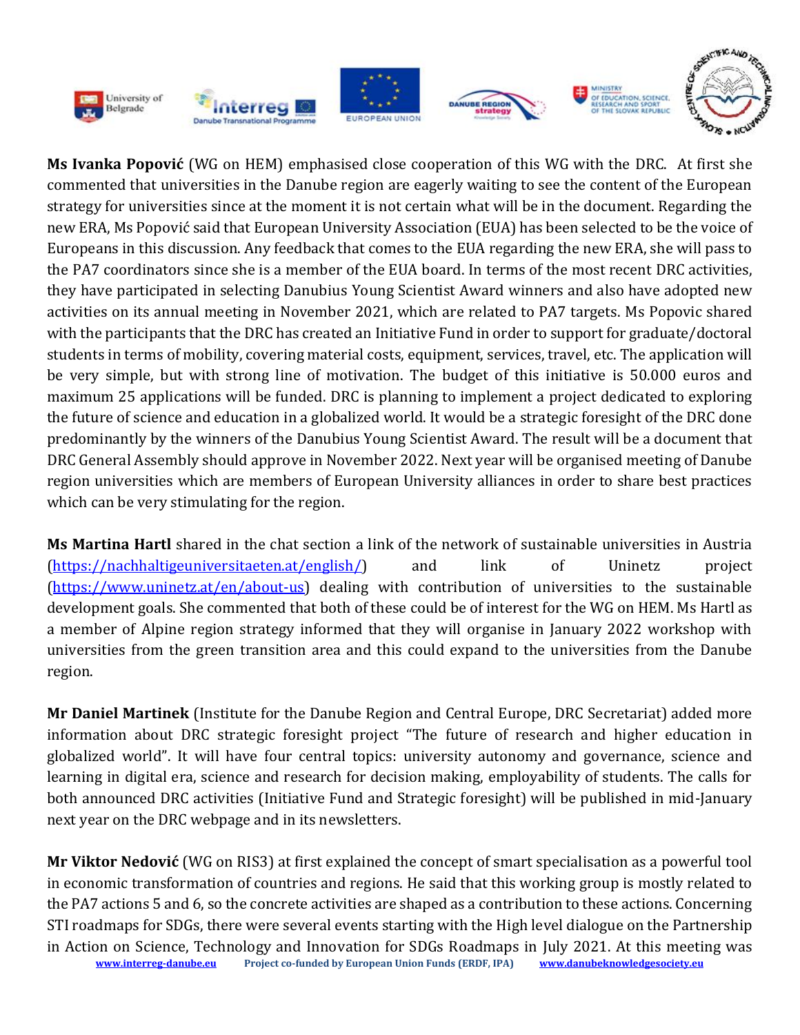**Ms Ivanka Popović** (WG on HEM) emphasised close cooperation of this WG with the DRC. At first she commented that universities in the Danube region are eagerly waiting to see the content of the European strategy for universities since at the moment it is not certain what will be in the document. Regarding the new ERA, Ms Popović said that European University Association (EUA) has been selected to be the voice of Europeans in this discussion. Any feedback that comes to the EUA regarding the new ERA, she will pass to the PA7 coordinators since she is a member of the EUA board. In terms of the most recent DRC activities, they have participated in selecting Danubius Young Scientist Award winners and also have adopted new activities on its annual meeting in November 2021, which are related to PA7 targets. Ms Popovic shared with the participants that the DRC has created an Initiative Fund in order to support for graduate/doctoral students in terms of mobility, covering material costs, equipment, services, travel, etc. The application will be very simple, but with strong line of motivation. The budget of this initiative is 50.000 euros and maximum 25 applications will be funded. DRC is planning to implement a project dedicated to exploring the future of science and education in a globalized world. It would be a strategic foresight of the DRC done predominantly by the winners of the Danubius Young Scientist Award. The result will be a document that DRC General Assembly should approve in November 2022. Next year will be organised meeting of Danube region universities which are members of European University alliances in order to share best practices which can be very stimulating for the region.

**Ms Martina Hartl** shared in the chat section a link of the network of sustainable universities in Austria (https://nachhaltigeuniversitaeten.at/english/) and link of Uninetz project (https://www.uninetz.at/en/about-us) dealing with contribution of universities to the sustainable development goals. She commented that both of these could be of interest for the WG on HEM. Ms Hartl as a member of Alpine region strategy informed that they will organise in January 2022 workshop with universities from the green transition area and this could expand to the universities from the Danube region.

**Mr Daniel Martinek** (Institute for the Danube Region and Central Europe, DRC Secretariat) added more information about DRC strategic foresight project "The future of research and higher education in globalized world". It will have four central topics: university autonomy and governance, science and learning in digital era, science and research for decision making, employability of students. The calls for both announced DRC activities (Initiative Fund and Strategic foresight) will be published in mid-January next year on the DRC webpage and in its newsletters.

**Mr Viktor Nedović** (WG on RIS3) at first explained the concept of smart specialisation as a powerful tool in economic transformation of countries and regions. He said that this working group is mostly related to the PA7 actions 5 and 6, so the concrete activities are shaped as a contribution to these actions. Concerning STI roadmaps for SDGs, there were several events starting with the High level dialogue on the Partnership in Action on Science, Technology and Innovation for SDGs Roadmaps in July 2021. At this meeting was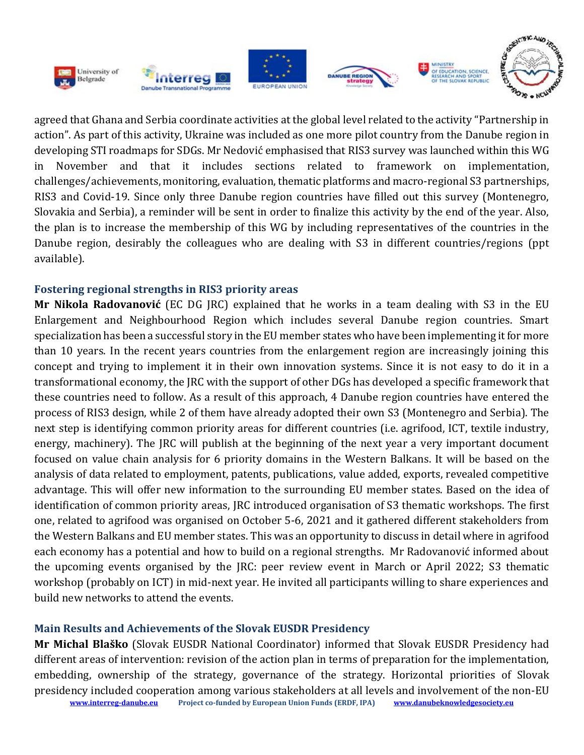agreed that Ghana and Serbia coordinate activities at the global level related to the activity "Partnership in action". As part of this activity, Ukraine was included as one more pilot country from the Danube region in developing STI roadmaps for SDGs. Mr Nedović emphasised that RIS3 survey was launched within this WG in November and that it includes sections related to framework on implementation, challenges/achievements, monitoring, evaluation, thematic platforms and macro-regional S3 partnerships, RIS3 and Covid-19. Since only three Danube region countries have filled out this survey (Montenegro, Slovakia and Serbia), a reminder will be sent in order to finalize this activity by the end of the year. Also, the plan is to increase the membership of this WG by including representatives of the countries in the Danube region, desirably the colleagues who are dealing with S3 in different countries/regions (ppt available).

### Fostering regional strengths in RIS3 priority areas

**Mr Nikola Radovanović** (EC DG JRC) explained that he works in a team dealing with S3 in the EU Enlargement and Neighbourhood Region which includes several Danube region countries. Smart specialization has been a successful story in the EU member states who have been implementing it for more than 10 years. In the recent years countries from the enlargement region are increasingly joining this concept and trying to implement it in their own innovation systems. Since it is not easy to do it in a transformational economy, the JRC with the support of other DGs has developed a specific framework that these countries need to follow. As a result of this approach, 4 Danube region countries have entered the process of RIS3 design, while 2 of them have already adopted their own S3 (Montenegro and Serbia). The next step is identifying common priority areas for different countries (i.e. agrifood, ICT, textile industry, energy, machinery). The JRC will publish at the beginning of the next year a very important document focused on value chain analysis for 6 priority domains in the Western Balkans. It will be based on the analysis of data related to employment, patents, publications, value added, exports, revealed competitive advantage. This will offer new information to the surrounding EU member states. Based on the idea of identification of common priority areas, JRC introduced organisation of S3 thematic workshops. The first one, related to agrifood was organised on October 5-6, 2021 and it gathered different stakeholders from the Western Balkans and EU member states. This was an opportunity to discuss in detail where in agrifood each economy has a potential and how to build on a regional strengths. Mr Radovanović informed about the upcoming events organised by the JRC: peer review event in March or April 2022; S3 thematic workshop (probably on ICT) in mid-next year. He invited all participants willing to share experiences and build new networks to attend the events.

### Main Results and Achievements of the Slovak EUSDR Presidency

**Mr Michal Blaško** (Slovak EUSDR National Coordinator) informed that Slovak EUSDR Presidency had different areas of intervention: revision of the action plan in terms of preparation for the implementation, embedding, ownership of the strategy, governance of the strategy. Horizontal priorities of Slovak presidency included cooperation among various stakeholders at all levels and involvement of the non-EU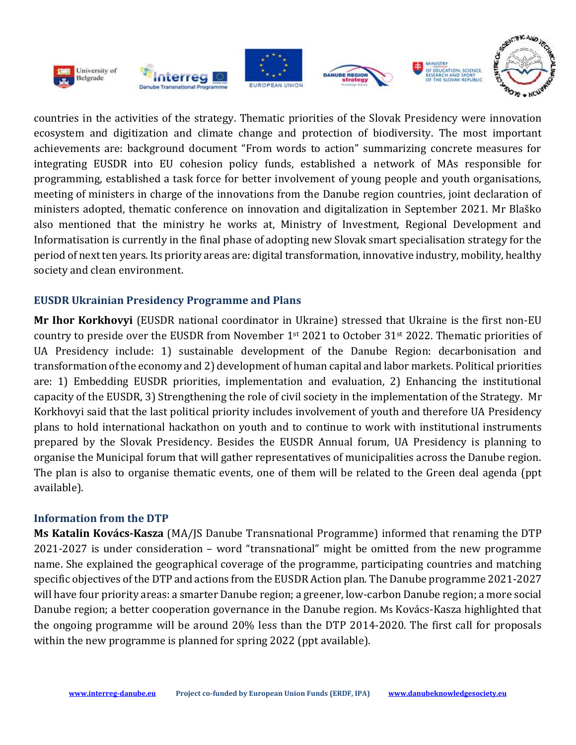countries in the activities of the strategy. Thematic priorities of the Slovak Presidency were innovation ecosystem and digitization and climate change and protection of biodiversity. The most important achievements are: background document "From words to action" summarizing concrete measures for integrating EUSDR into EU cohesion policy funds, established a network of MAs responsible for programming, established a task force for better involvement of young people and youth organisations, meeting of ministers in charge of the innovations from the Danube region countries, joint declaration of ministers adopted, thematic conference on innovation and digitalization in September 2021. Mr Blaško also mentioned that the ministry he works at, Ministry of Investment, Regional Development and Informatisation is currently in the final phase of adopting new Slovak smart specialisation strategy for the period of next ten years. Its priority areas are: digital transformation, innovative industry, mobility, healthy society and clean environment.

### EUSDR Ukrainian Presidency Programme and Plans

**Mr Ihor Korkhovyi** (EUSDR national coordinator in Ukraine) stressed that Ukraine is the first non-EU country to preside over the EUSDR from November 1st 2021 to October 31st 2022. Thematic priorities of UA Presidency include: 1) sustainable development of the Danube Region: decarbonisation and transformation of the economy and 2) development of human capital and labor markets. Political priorities are: 1) Embedding EUSDR priorities, implementation and evaluation, 2) Enhancing the institutional capacity of the EUSDR, 3) Strengthening the role of civil society in the implementation of the Strategy. Mr Korkhovyi said that the last political priority includes involvement of youth and therefore UA Presidency plans to hold international hackathon on youth and to continue to work with institutional instruments prepared by the Slovak Presidency. Besides the EUSDR Annual forum, UA Presidency is planning to organise the Municipal forum that will gather representatives of municipalities across the Danube region. The plan is also to organise thematic events, one of them will be related to the Green deal agenda (ppt available).

### Information from the DTP

**Ms Katalin Kovács-Kasza** (MA/JS Danube Transnational Programme) informed that renaming the DTP 2021-2027 is under consideration – word "transnational" might be omitted from the new programme name. She explained the geographical coverage of the programme, participating countries and matching specific objectives of the DTP and actions from the EUSDR Action plan. The Danube programme 2021-2027 will have four priority areas: a smarter Danube region; a greener, low-carbon Danube region; a more social Danube region; a better cooperation governance in the Danube region. Ms Kovács-Kasza highlighted that the ongoing programme will be around 20% less than the DTP 2014-2020. The first call for proposals within the new programme is planned for spring 2022 (ppt available).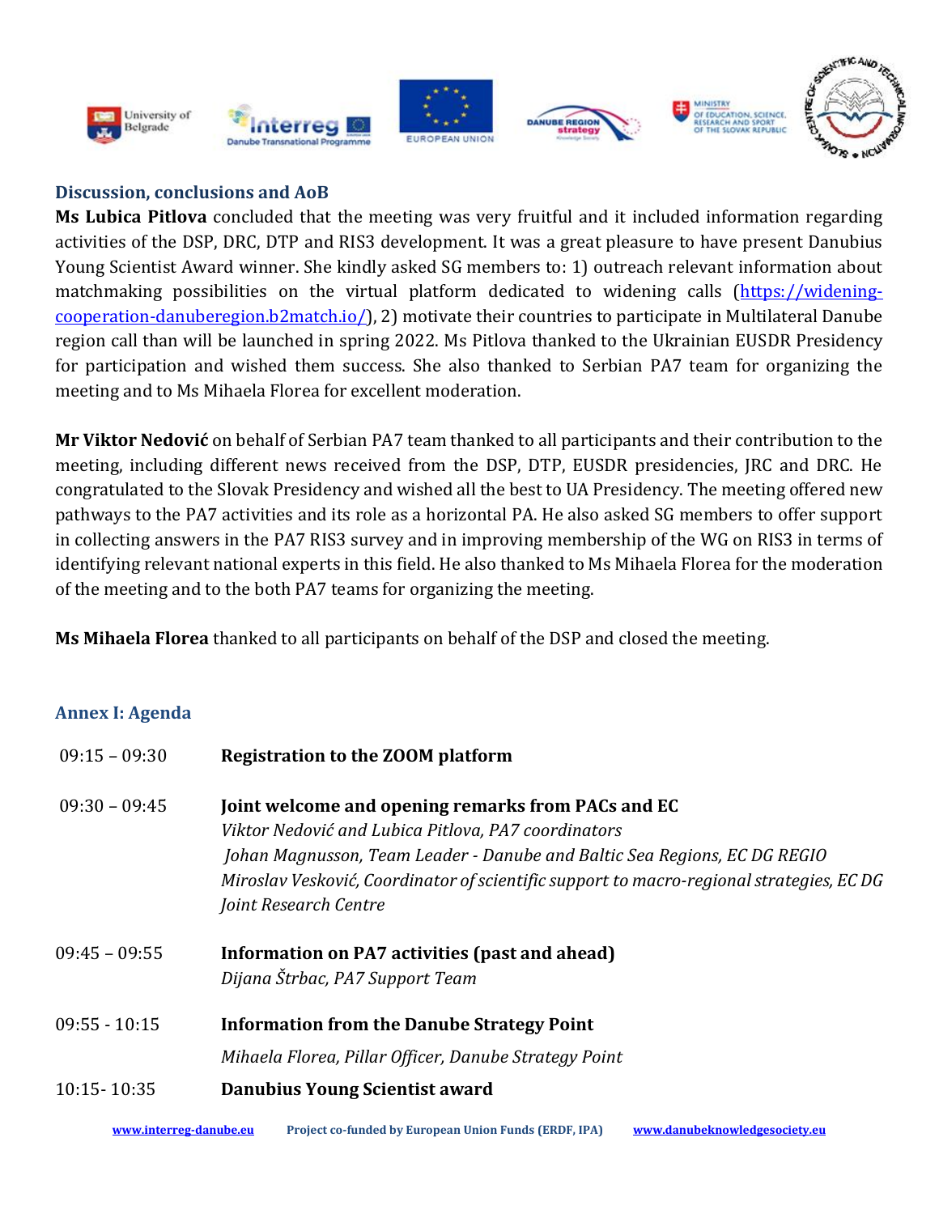## Discussion, conclusions and AoB

**Ms Lubica Pitlova** concluded that the meeting was very fruitful and it included information regarding activities of the DSP, DRC, DTP and RIS3 development. It was a great pleasure to have present Danubius Young Scientist Award winner. She kindly asked SG members to: 1) outreach relevant information about matchmaking possibilities on the virtual platform dedicated to widening calls (https://widening-cooperation-danuberegion.b2match.io/), 2) motivate their countries to participate in Multilateral Danube region call than will be launched in spring 2022. Ms Pitlova thanked to the Ukrainian EUSDR Presidency for participation and wished them success. She also thanked to Serbian PA7 team for organizing the meeting and to Ms Mihaela Florea for excellent moderation.

**Mr Viktor Nedović** on behalf of Serbian PA7 team thanked to all participants and their contribution to the meeting, including different news received from the DSP, DTP, EUSDR presidencies, JRC and DRC. He congratulated to the Slovak Presidency and wished all the best to UA Presidency. The meeting offered new pathways to the PA7 activities and its role as a horizontal PA. He also asked SG members to offer support in collecting answers in the PA7 RIS3 survey and in improving membership of the WG on RIS3 in terms of identifying relevant national experts in this field. He also thanked to Ms Mihaela Florea for the moderation of the meeting and to the both PA7 teams for organizing the meeting.

**Ms Mihaela Florea** thanked to all participants on behalf of the DSP and closed the meeting.

## Annex I: Agenda

| | |
|---|---|
| 09:15 – 09:30 | **Registration to the ZOOM platform** |
| 09:30 – 09:45 | **Joint welcome and opening remarks from PACs and EC**<br>*Viktor Nedović and Lubica Pitlova, PA7 coordinators*<br>*Johan Magnusson, Team Leader - Danube and Baltic Sea Regions, EC DG REGIO*<br>*Miroslav Vesković, Coordinator of scientific support to macro-regional strategies, EC DG Joint Research Centre* |
| 09:45 – 09:55 | **Information on PA7 activities (past and ahead)**<br>*Dijana Štrbac, PA7 Support Team* |
| 09:55 - 10:15 | **Information from the Danube Strategy Point**<br>*Mihaela Florea, Pillar Officer, Danube Strategy Point* |
| 10:15- 10:35 | **Danubius Young Scientist award** |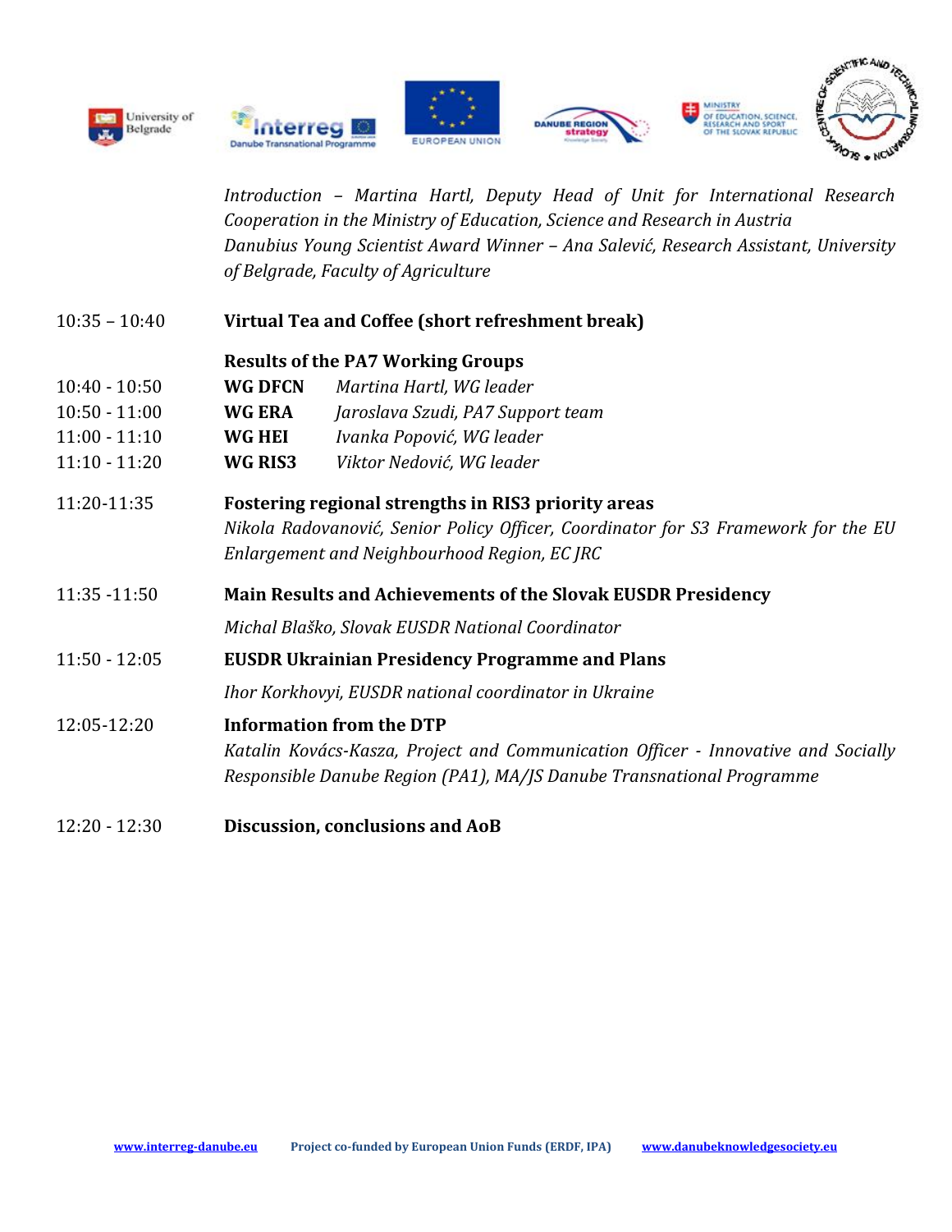*Introduction – Martina Hartl, Deputy Head of Unit for International Research Cooperation in the Ministry of Education, Science and Research in Austria*
*Danubius Young Scientist Award Winner – Ana Salević, Research Assistant, University of Belgrade, Faculty of Agriculture*

| | |
|---|---|
| 10:35 – 10:40 | **Virtual Tea and Coffee (short refreshment break)** |
| | **Results of the PA7 Working Groups** |
| 10:40 - 10:50 | **WG DFCN** *Martina Hartl, WG leader* |
| 10:50 - 11:00 | **WG ERA** *Jaroslava Szudi, PA7 Support team* |
| 11:00 - 11:10 | **WG HEI** *Ivanka Popović, WG leader* |
| 11:10 - 11:20 | **WG RIS3** *Viktor Nedović, WG leader* |
| 11:20-11:35 | **Fostering regional strengths in RIS3 priority areas**<br>*Nikola Radovanović, Senior Policy Officer, Coordinator for S3 Framework for the EU Enlargement and Neighbourhood Region, EC JRC* |
| 11:35 -11:50 | **Main Results and Achievements of the Slovak EUSDR Presidency**<br>*Michal Blaško, Slovak EUSDR National Coordinator* |
| 11:50 - 12:05 | **EUSDR Ukrainian Presidency Programme and Plans**<br>*Ihor Korkhovyi, EUSDR national coordinator in Ukraine* |
| 12:05-12:20 | **Information from the DTP**<br>*Katalin Kovács-Kasza, Project and Communication Officer - Innovative and Socially Responsible Danube Region (PA1), MA/JS Danube Transnational Programme* |
| 12:20 - 12:30 | **Discussion, conclusions and AoB** |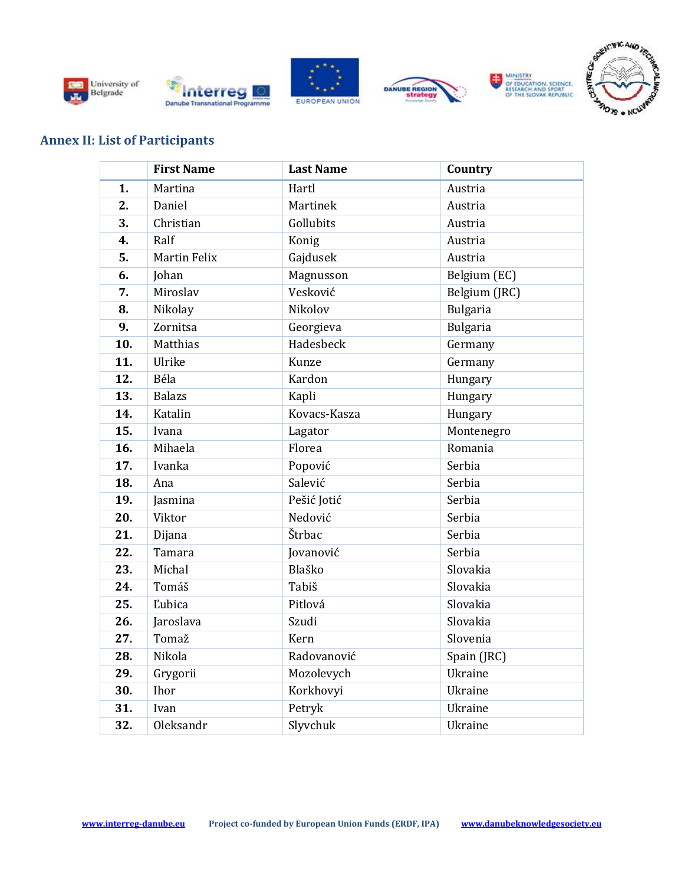## Annex II: List of Participants

| | First Name | Last Name | Country |
|---|---|---|---|
| **1.** | Martina | Hartl | Austria |
| **2.** | Daniel | Martinek | Austria |
| **3.** | Christian | Gollubits | Austria |
| **4.** | Ralf | Konig | Austria |
| **5.** | Martin Felix | Gajdusek | Austria |
| **6.** | Johan | Magnusson | Belgium (EC) |
| **7.** | Miroslav | Vesković | Belgium (JRC) |
| **8.** | Nikolay | Nikolov | Bulgaria |
| **9.** | Zornitsa | Georgieva | Bulgaria |
| **10.** | Matthias | Hadesbeck | Germany |
| **11.** | Ulrike | Kunze | Germany |
| **12.** | Béla | Kardon | Hungary |
| **13.** | Balazs | Kapli | Hungary |
| **14.** | Katalin | Kovacs-Kasza | Hungary |
| **15.** | Ivana | Lagator | Montenegro |
| **16.** | Mihaela | Florea | Romania |
| **17.** | Ivanka | Popović | Serbia |
| **18.** | Ana | Salević | Serbia |
| **19.** | Jasmina | Pešić Jotić | Serbia |
| **20.** | Viktor | Nedović | Serbia |
| **21.** | Dijana | Štrbac | Serbia |
| **22.** | Tamara | Jovanović | Serbia |
| **23.** | Michal | Blaško | Slovakia |
| **24.** | Tomáš | Tabiš | Slovakia |
| **25.** | Ľubica | Pitlová | Slovakia |
| **26.** | Jaroslava | Szudi | Slovakia |
| **27.** | Tomaž | Kern | Slovenia |
| **28.** | Nikola | Radovanović | Spain (JRC) |
| **29.** | Grygorii | Mozolevych | Ukraine |
| **30.** | Ihor | Korkhovyi | Ukraine |
| **31.** | Ivan | Petryk | Ukraine |
| **32.** | Oleksandr | Slyvchuk | Ukraine |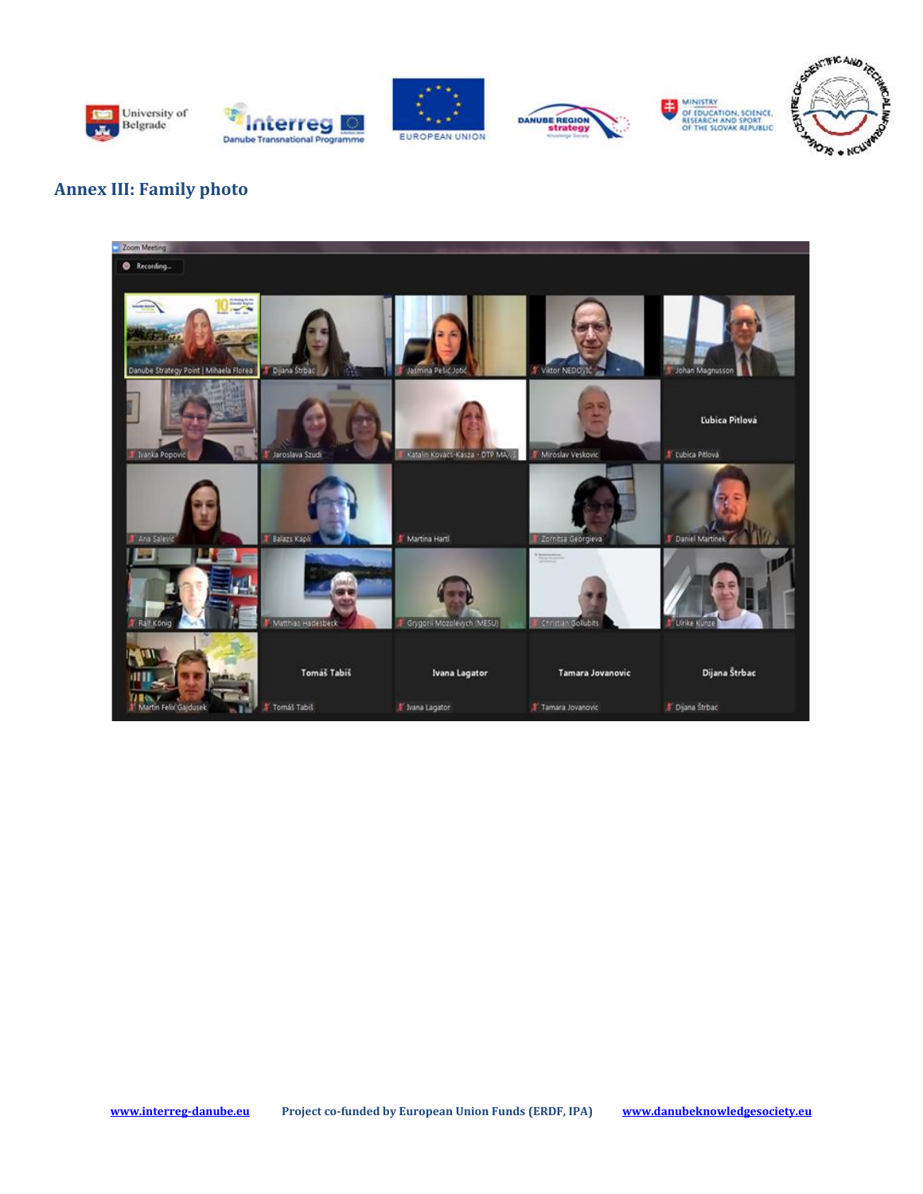## Annex III: Family photo